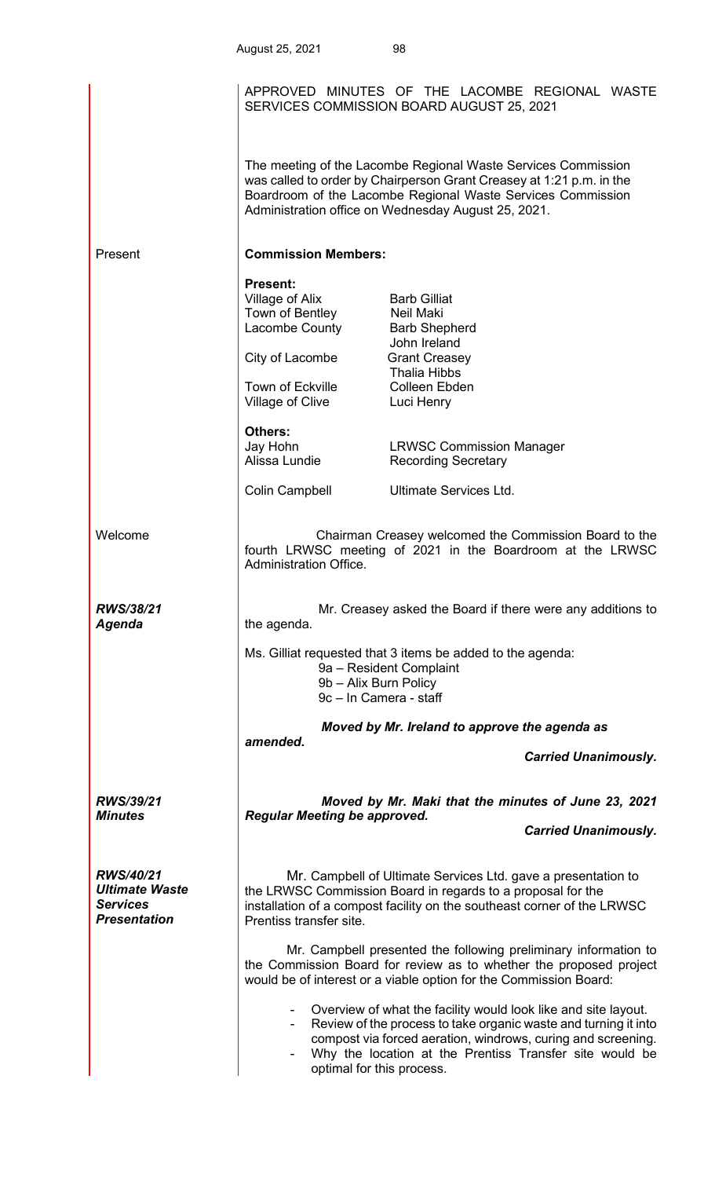# APPROVED MINUTES OF THE LACOMBE REGIONAL WASTE SERVICES COMMISSION BOARD AUGUST 25, 2021

The meeting of the Lacombe Regional Waste Services Commission was called to order by Chairperson Grant Creasey at 1:21 p.m. in the Boardroom of the Lacombe Regional Waste Services Commission Administration office on Wednesday August 25, 2021.

**Present**

**Commission Members:**

**Present:**

| | |
|---|---|
| Village of Alix | Barb Gilliat |
| Town of Bentley | Neil Maki |
| Lacombe County | Barb Shepherd |
| | John Ireland |
| City of Lacombe | Grant Creasey |
| | Thalia Hibbs |
| Town of Eckville | Colleen Ebden |
| Village of Clive | Luci Henry |

**Others:**

| | |
|---|---|
| Jay Hohn | LRWSC Commission Manager |
| Alissa Lundie | Recording Secretary |
| Colin Campbell | Ultimate Services Ltd. |

**Welcome**

Chairman Creasey welcomed the Commission Board to the fourth LRWSC meeting of 2021 in the Boardroom at the LRWSC Administration Office.

***RWS/38/21***
***Agenda***

Mr. Creasey asked the Board if there were any additions to the agenda.

Ms. Gilliat requested that 3 items be added to the agenda:

9a – Resident Complaint
9b – Alix Burn Policy
9c – In Camera - staff

***Moved by Mr. Ireland to approve the agenda as amended.***

***Carried Unanimously.***

***RWS/39/21***
***Minutes***

***Moved by Mr. Maki that the minutes of June 23, 2021 Regular Meeting be approved.***

***Carried Unanimously.***

***RWS/40/21***
***Ultimate Waste Services Presentation***

Mr. Campbell of Ultimate Services Ltd. gave a presentation to the LRWSC Commission Board in regards to a proposal for the installation of a compost facility on the southeast corner of the LRWSC Prentiss transfer site.

Mr. Campbell presented the following preliminary information to the Commission Board for review as to whether the proposed project would be of interest or a viable option for the Commission Board:

- Overview of what the facility would look like and site layout.
- Review of the process to take organic waste and turning it into compost via forced aeration, windrows, curing and screening.
- Why the location at the Prentiss Transfer site would be optimal for this process.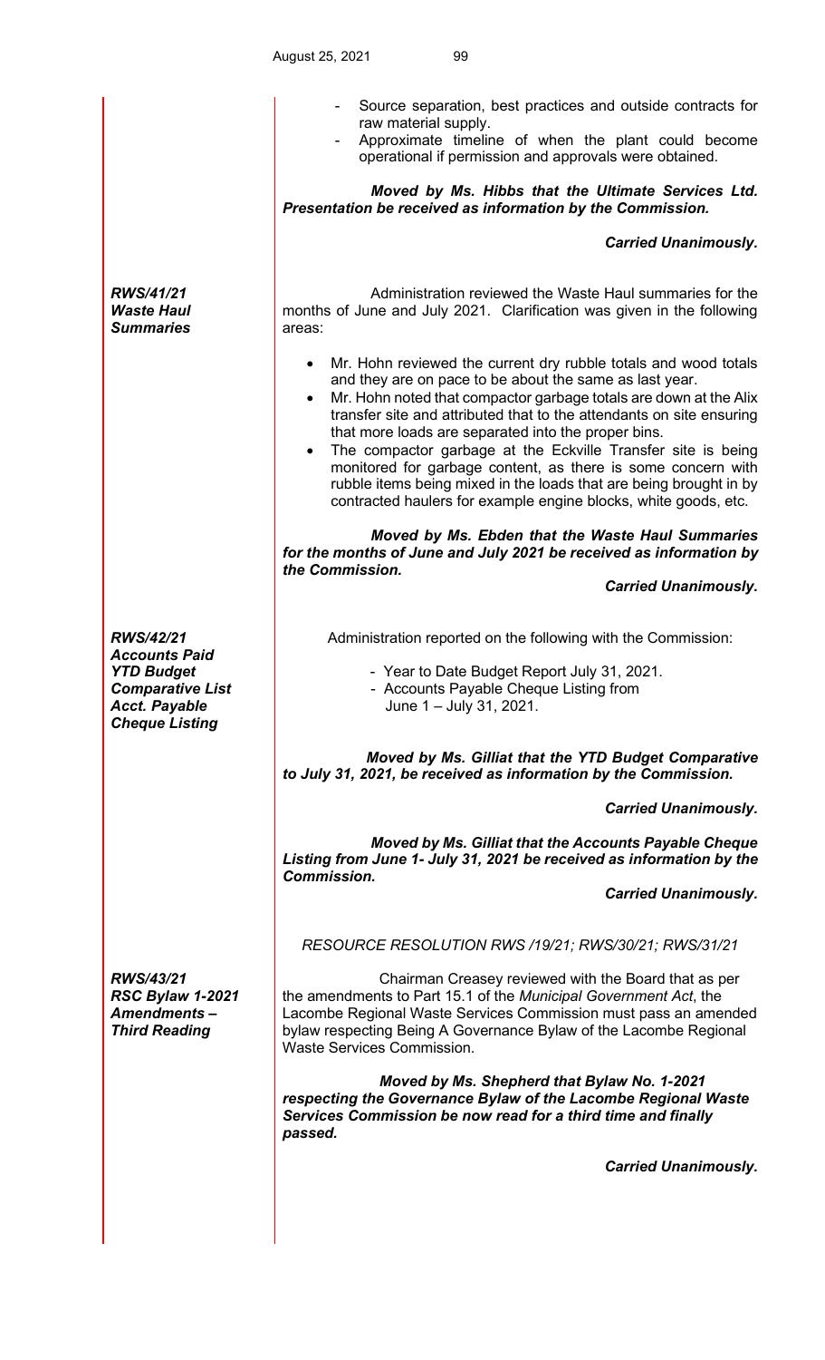- Source separation, best practices and outside contracts for raw material supply.
- Approximate timeline of when the plant could become operational if permission and approvals were obtained.

***Moved by Ms. Hibbs that the Ultimate Services Ltd. Presentation be received as information by the Commission.***

***Carried Unanimously.***

***RWS/41/21***
***Waste Haul Summaries***

Administration reviewed the Waste Haul summaries for the months of June and July 2021. Clarification was given in the following areas:

- Mr. Hohn reviewed the current dry rubble totals and wood totals and they are on pace to be about the same as last year.
- Mr. Hohn noted that compactor garbage totals are down at the Alix transfer site and attributed that to the attendants on site ensuring that more loads are separated into the proper bins.
- The compactor garbage at the Eckville Transfer site is being monitored for garbage content, as there is some concern with rubble items being mixed in the loads that are being brought in by contracted haulers for example engine blocks, white goods, etc.

***Moved by Ms. Ebden that the Waste Haul Summaries for the months of June and July 2021 be received as information by the Commission.***

***Carried Unanimously.***

***RWS/42/21***
***Accounts Paid YTD Budget Comparative List Acct. Payable Cheque Listing***

Administration reported on the following with the Commission:

- Year to Date Budget Report July 31, 2021.
- Accounts Payable Cheque Listing from June 1 – July 31, 2021.

***Moved by Ms. Gilliat that the YTD Budget Comparative to July 31, 2021, be received as information by the Commission.***

***Carried Unanimously.***

***Moved by Ms. Gilliat that the Accounts Payable Cheque Listing from June 1- July 31, 2021 be received as information by the Commission.***

***Carried Unanimously.***

*RESOURCE RESOLUTION RWS /19/21; RWS/30/21; RWS/31/21*

***RWS/43/21***
***RSC Bylaw 1-2021 Amendments – Third Reading***

Chairman Creasey reviewed with the Board that as per the amendments to Part 15.1 of the *Municipal Government Act*, the Lacombe Regional Waste Services Commission must pass an amended bylaw respecting Being A Governance Bylaw of the Lacombe Regional Waste Services Commission.

***Moved by Ms. Shepherd that Bylaw No. 1-2021 respecting the Governance Bylaw of the Lacombe Regional Waste Services Commission be now read for a third time and finally passed.***

***Carried Unanimously.***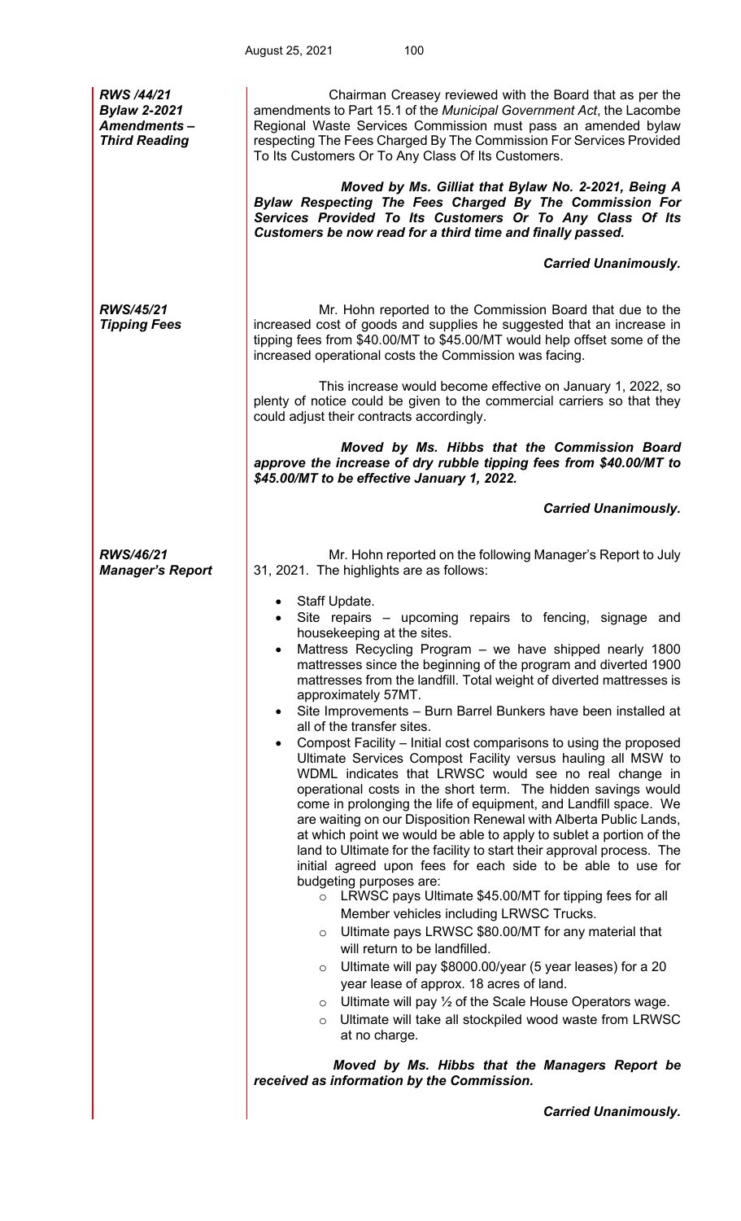***RWS /44/21***
***Bylaw 2-2021 Amendments – Third Reading***

Chairman Creasey reviewed with the Board that as per the amendments to Part 15.1 of the *Municipal Government Act*, the Lacombe Regional Waste Services Commission must pass an amended bylaw respecting The Fees Charged By The Commission For Services Provided To Its Customers Or To Any Class Of Its Customers.

***Moved by Ms. Gilliat that Bylaw No. 2-2021, Being A Bylaw Respecting The Fees Charged By The Commission For Services Provided To Its Customers Or To Any Class Of Its Customers be now read for a third time and finally passed.***

***Carried Unanimously.***

***RWS/45/21***
***Tipping Fees***

Mr. Hohn reported to the Commission Board that due to the increased cost of goods and supplies he suggested that an increase in tipping fees from $40.00/MT to $45.00/MT would help offset some of the increased operational costs the Commission was facing.

This increase would become effective on January 1, 2022, so plenty of notice could be given to the commercial carriers so that they could adjust their contracts accordingly.

***Moved by Ms. Hibbs that the Commission Board approve the increase of dry rubble tipping fees from $40.00/MT to $45.00/MT to be effective January 1, 2022.***

***Carried Unanimously.***

***RWS/46/21***
***Manager's Report***

Mr. Hohn reported on the following Manager's Report to July 31, 2021. The highlights are as follows:

- Staff Update.
- Site repairs – upcoming repairs to fencing, signage and housekeeping at the sites.
- Mattress Recycling Program – we have shipped nearly 1800 mattresses since the beginning of the program and diverted 1900 mattresses from the landfill. Total weight of diverted mattresses is approximately 57MT.
- Site Improvements – Burn Barrel Bunkers have been installed at all of the transfer sites.
- Compost Facility – Initial cost comparisons to using the proposed Ultimate Services Compost Facility versus hauling all MSW to WDML indicates that LRWSC would see no real change in operational costs in the short term. The hidden savings would come in prolonging the life of equipment, and Landfill space. We are waiting on our Disposition Renewal with Alberta Public Lands, at which point we would be able to apply to sublet a portion of the land to Ultimate for the facility to start their approval process. The initial agreed upon fees for each side to be able to use for budgeting purposes are:
  - LRWSC pays Ultimate $45.00/MT for tipping fees for all Member vehicles including LRWSC Trucks.
  - Ultimate pays LRWSC $80.00/MT for any material that will return to be landfilled.
  - Ultimate will pay $8000.00/year (5 year leases) for a 20 year lease of approx. 18 acres of land.
  - Ultimate will pay ½ of the Scale House Operators wage.
  - Ultimate will take all stockpiled wood waste from LRWSC at no charge.

***Moved by Ms. Hibbs that the Managers Report be received as information by the Commission.***

***Carried Unanimously.***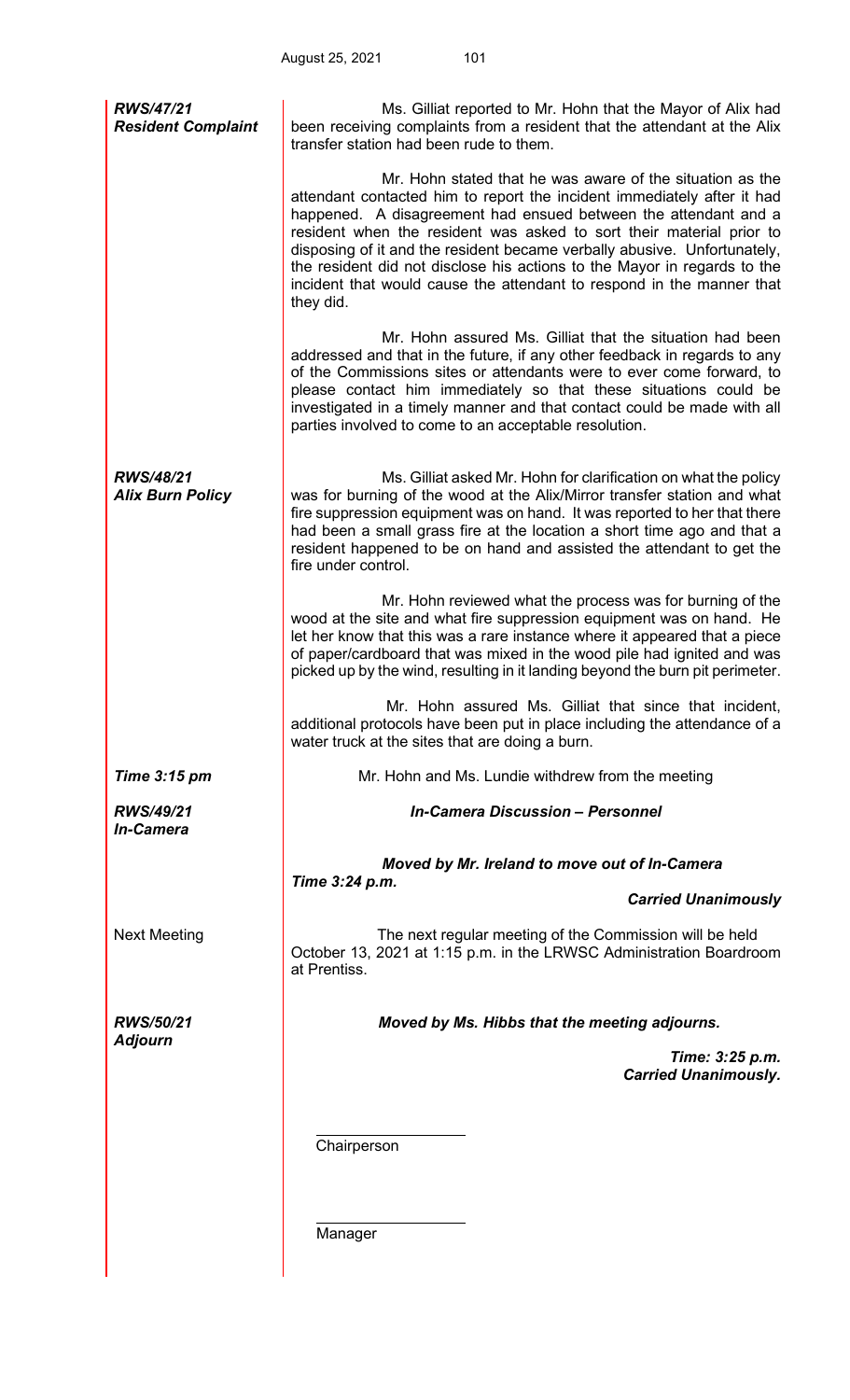***RWS/47/21***
***Resident Complaint***

Ms. Gilliat reported to Mr. Hohn that the Mayor of Alix had been receiving complaints from a resident that the attendant at the Alix transfer station had been rude to them.

Mr. Hohn stated that he was aware of the situation as the attendant contacted him to report the incident immediately after it had happened. A disagreement had ensued between the attendant and a resident when the resident was asked to sort their material prior to disposing of it and the resident became verbally abusive. Unfortunately, the resident did not disclose his actions to the Mayor in regards to the incident that would cause the attendant to respond in the manner that they did.

Mr. Hohn assured Ms. Gilliat that the situation had been addressed and that in the future, if any other feedback in regards to any of the Commissions sites or attendants were to ever come forward, to please contact him immediately so that these situations could be investigated in a timely manner and that contact could be made with all parties involved to come to an acceptable resolution.

***RWS/48/21***
***Alix Burn Policy***

Ms. Gilliat asked Mr. Hohn for clarification on what the policy was for burning of the wood at the Alix/Mirror transfer station and what fire suppression equipment was on hand. It was reported to her that there had been a small grass fire at the location a short time ago and that a resident happened to be on hand and assisted the attendant to get the fire under control.

Mr. Hohn reviewed what the process was for burning of the wood at the site and what fire suppression equipment was on hand. He let her know that this was a rare instance where it appeared that a piece of paper/cardboard that was mixed in the wood pile had ignited and was picked up by the wind, resulting in it landing beyond the burn pit perimeter.

Mr. Hohn assured Ms. Gilliat that since that incident, additional protocols have been put in place including the attendance of a water truck at the sites that are doing a burn.

***Time 3:15 pm***

Mr. Hohn and Ms. Lundie withdrew from the meeting

***RWS/49/21***
***In-Camera***

***In-Camera Discussion – Personnel***

***Moved by Mr. Ireland to move out of In-Camera***
***Time 3:24 p.m.***

***Carried Unanimously***

Next Meeting

The next regular meeting of the Commission will be held October 13, 2021 at 1:15 p.m. in the LRWSC Administration Boardroom at Prentiss.

***RWS/50/21***
***Adjourn***

***Moved by Ms. Hibbs that the meeting adjourns.***

***Time: 3:25 p.m.***
***Carried Unanimously.***

Chairperson

Manager